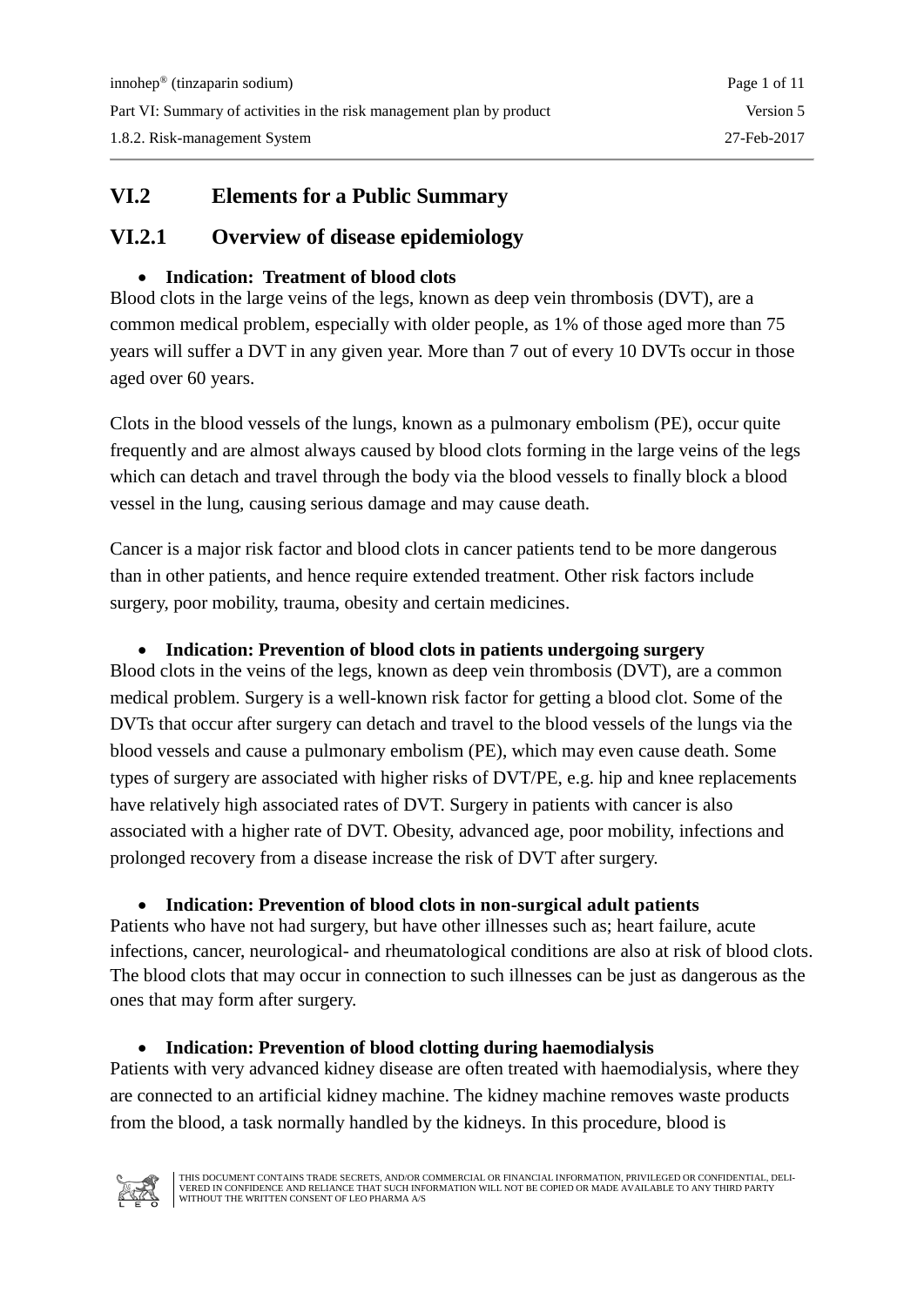## VI.2 Elements for a Public Summary

### VI.2.1 Overview of disease epidemiology

- **Indication: Treatment of blood clots**

Blood clots in the large veins of the legs, known as deep vein thrombosis (DVT), are a common medical problem, especially with older people, as 1% of those aged more than 75 years will suffer a DVT in any given year. More than 7 out of every 10 DVTs occur in those aged over 60 years.

Clots in the blood vessels of the lungs, known as a pulmonary embolism (PE), occur quite frequently and are almost always caused by blood clots forming in the large veins of the legs which can detach and travel through the body via the blood vessels to finally block a blood vessel in the lung, causing serious damage and may cause death.

Cancer is a major risk factor and blood clots in cancer patients tend to be more dangerous than in other patients, and hence require extended treatment. Other risk factors include surgery, poor mobility, trauma, obesity and certain medicines.

- **Indication: Prevention of blood clots in patients undergoing surgery**

Blood clots in the veins of the legs, known as deep vein thrombosis (DVT), are a common medical problem. Surgery is a well-known risk factor for getting a blood clot. Some of the DVTs that occur after surgery can detach and travel to the blood vessels of the lungs via the blood vessels and cause a pulmonary embolism (PE), which may even cause death. Some types of surgery are associated with higher risks of DVT/PE, e.g. hip and knee replacements have relatively high associated rates of DVT. Surgery in patients with cancer is also associated with a higher rate of DVT. Obesity, advanced age, poor mobility, infections and prolonged recovery from a disease increase the risk of DVT after surgery.

- **Indication: Prevention of blood clots in non-surgical adult patients**

Patients who have not had surgery, but have other illnesses such as; heart failure, acute infections, cancer, neurological- and rheumatological conditions are also at risk of blood clots. The blood clots that may occur in connection to such illnesses can be just as dangerous as the ones that may form after surgery.

- **Indication: Prevention of blood clotting during haemodialysis**

Patients with very advanced kidney disease are often treated with haemodialysis, where they are connected to an artificial kidney machine. The kidney machine removes waste products from the blood, a task normally handled by the kidneys. In this procedure, blood is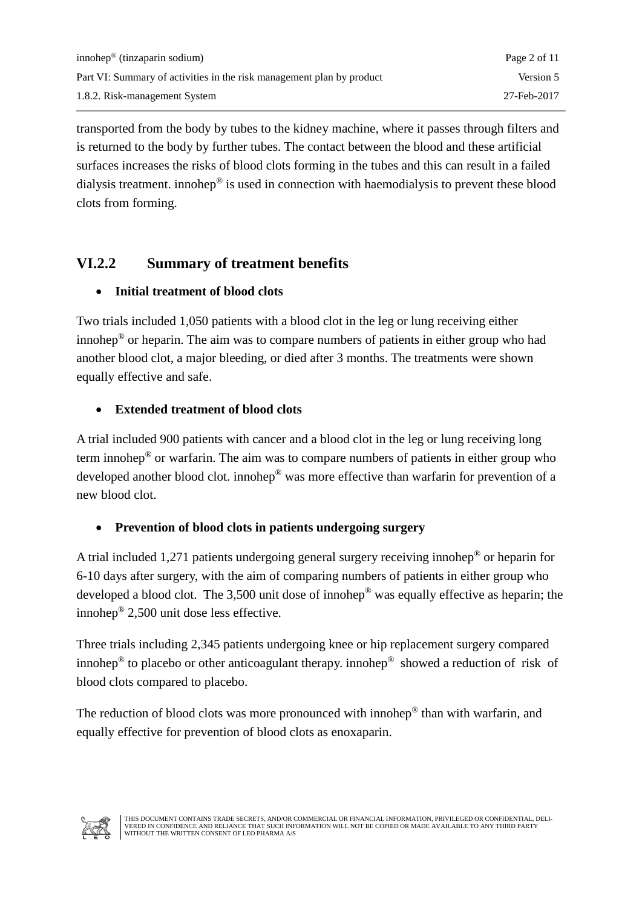transported from the body by tubes to the kidney machine, where it passes through filters and is returned to the body by further tubes. The contact between the blood and these artificial surfaces increases the risks of blood clots forming in the tubes and this can result in a failed dialysis treatment. innohep® is used in connection with haemodialysis to prevent these blood clots from forming.

## VI.2.2 Summary of treatment benefits

- **Initial treatment of blood clots**

Two trials included 1,050 patients with a blood clot in the leg or lung receiving either innohep® or heparin. The aim was to compare numbers of patients in either group who had another blood clot, a major bleeding, or died after 3 months. The treatments were shown equally effective and safe.

- **Extended treatment of blood clots**

A trial included 900 patients with cancer and a blood clot in the leg or lung receiving long term innohep® or warfarin. The aim was to compare numbers of patients in either group who developed another blood clot. innohep® was more effective than warfarin for prevention of a new blood clot.

- **Prevention of blood clots in patients undergoing surgery**

A trial included 1,271 patients undergoing general surgery receiving innohep® or heparin for 6-10 days after surgery, with the aim of comparing numbers of patients in either group who developed a blood clot. The 3,500 unit dose of innohep® was equally effective as heparin; the innohep® 2,500 unit dose less effective.

Three trials including 2,345 patients undergoing knee or hip replacement surgery compared innohep® to placebo or other anticoagulant therapy. innohep® showed a reduction of risk of blood clots compared to placebo.

The reduction of blood clots was more pronounced with innohep® than with warfarin, and equally effective for prevention of blood clots as enoxaparin.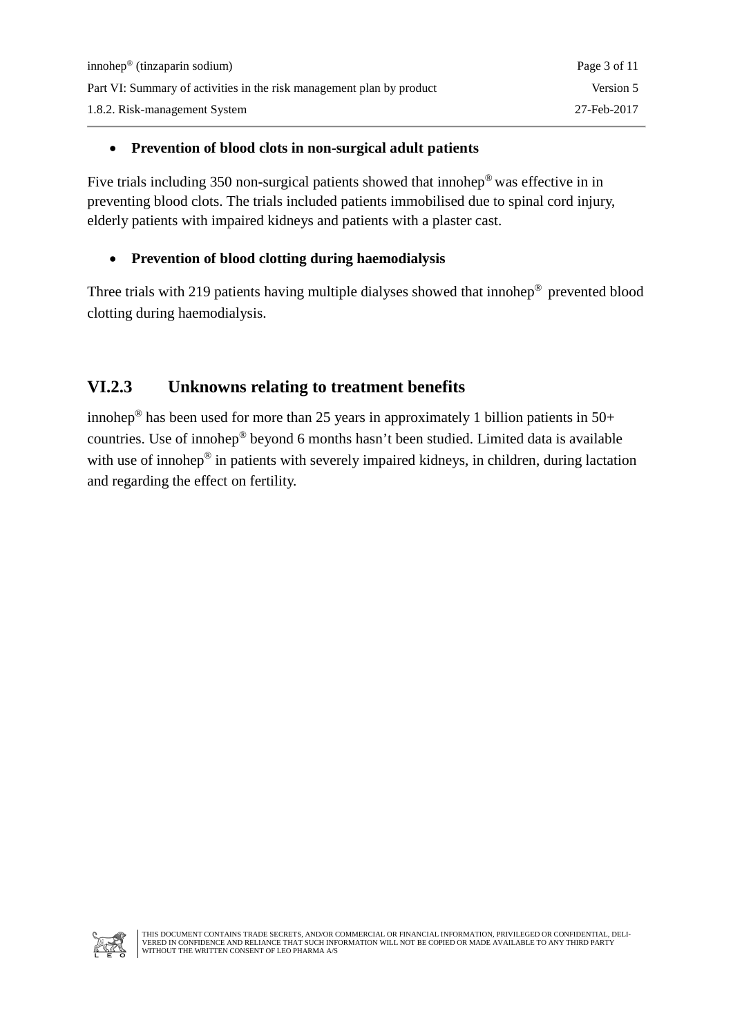- **Prevention of blood clots in non-surgical adult patients**

Five trials including 350 non-surgical patients showed that innohep® was effective in in preventing blood clots. The trials included patients immobilised due to spinal cord injury, elderly patients with impaired kidneys and patients with a plaster cast.

- **Prevention of blood clotting during haemodialysis**

Three trials with 219 patients having multiple dialyses showed that innohep® prevented blood clotting during haemodialysis.

## VI.2.3 Unknowns relating to treatment benefits

innohep® has been used for more than 25 years in approximately 1 billion patients in 50+ countries. Use of innohep® beyond 6 months hasn't been studied. Limited data is available with use of innohep® in patients with severely impaired kidneys, in children, during lactation and regarding the effect on fertility.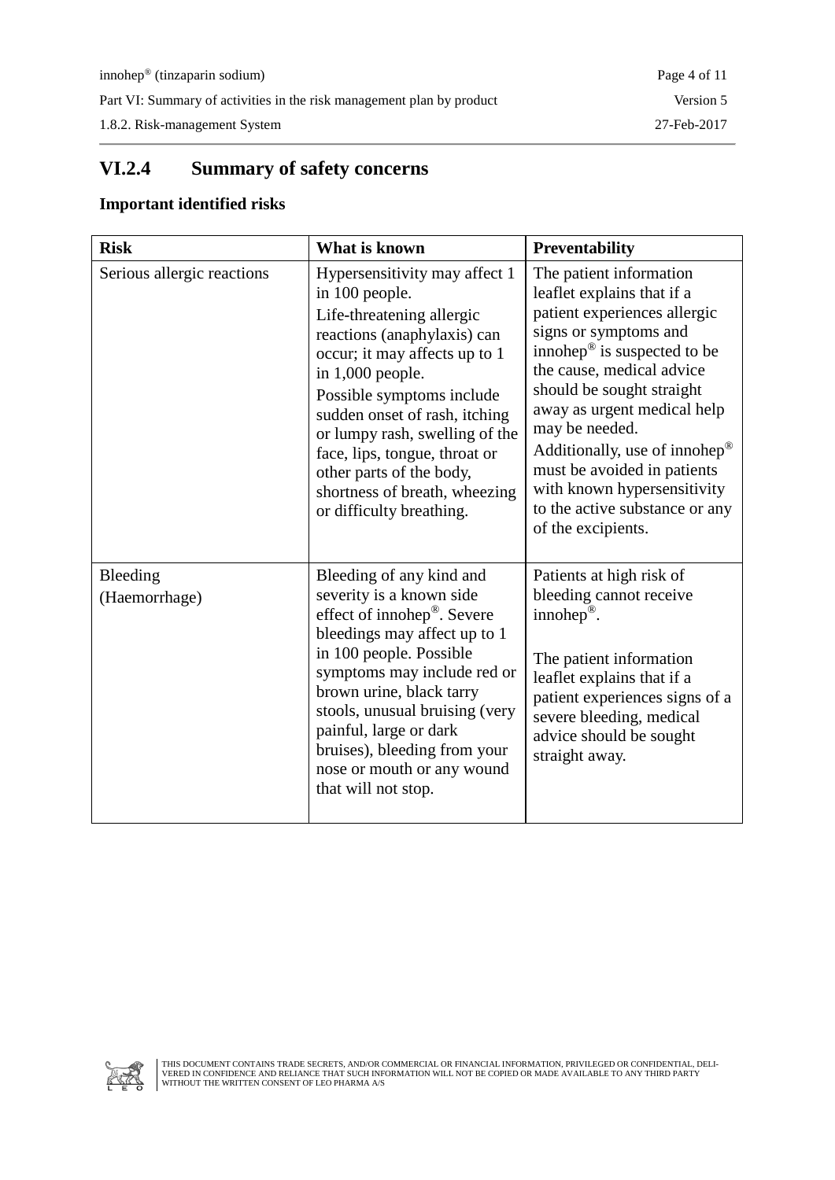## VI.2.4 Summary of safety concerns

### Important identified risks

| Risk | What is known | Preventability |
|---|---|---|
| Serious allergic reactions | Hypersensitivity may affect 1 in 100 people.<br>Life-threatening allergic reactions (anaphylaxis) can occur; it may affects up to 1 in 1,000 people.<br>Possible symptoms include sudden onset of rash, itching or lumpy rash, swelling of the face, lips, tongue, throat or other parts of the body, shortness of breath, wheezing or difficulty breathing. | The patient information leaflet explains that if a patient experiences allergic signs or symptoms and innohep® is suspected to be the cause, medical advice should be sought straight away as urgent medical help may be needed.<br>Additionally, use of innohep® must be avoided in patients with known hypersensitivity to the active substance or any of the excipients. |
| Bleeding (Haemorrhage) | Bleeding of any kind and severity is a known side effect of innohep®. Severe bleedings may affect up to 1 in 100 people. Possible symptoms may include red or brown urine, black tarry stools, unusual bruising (very painful, large or dark bruises), bleeding from your nose or mouth or any wound that will not stop. | Patients at high risk of bleeding cannot receive innohep®.<br><br>The patient information leaflet explains that if a patient experiences signs of a severe bleeding, medical advice should be sought straight away. |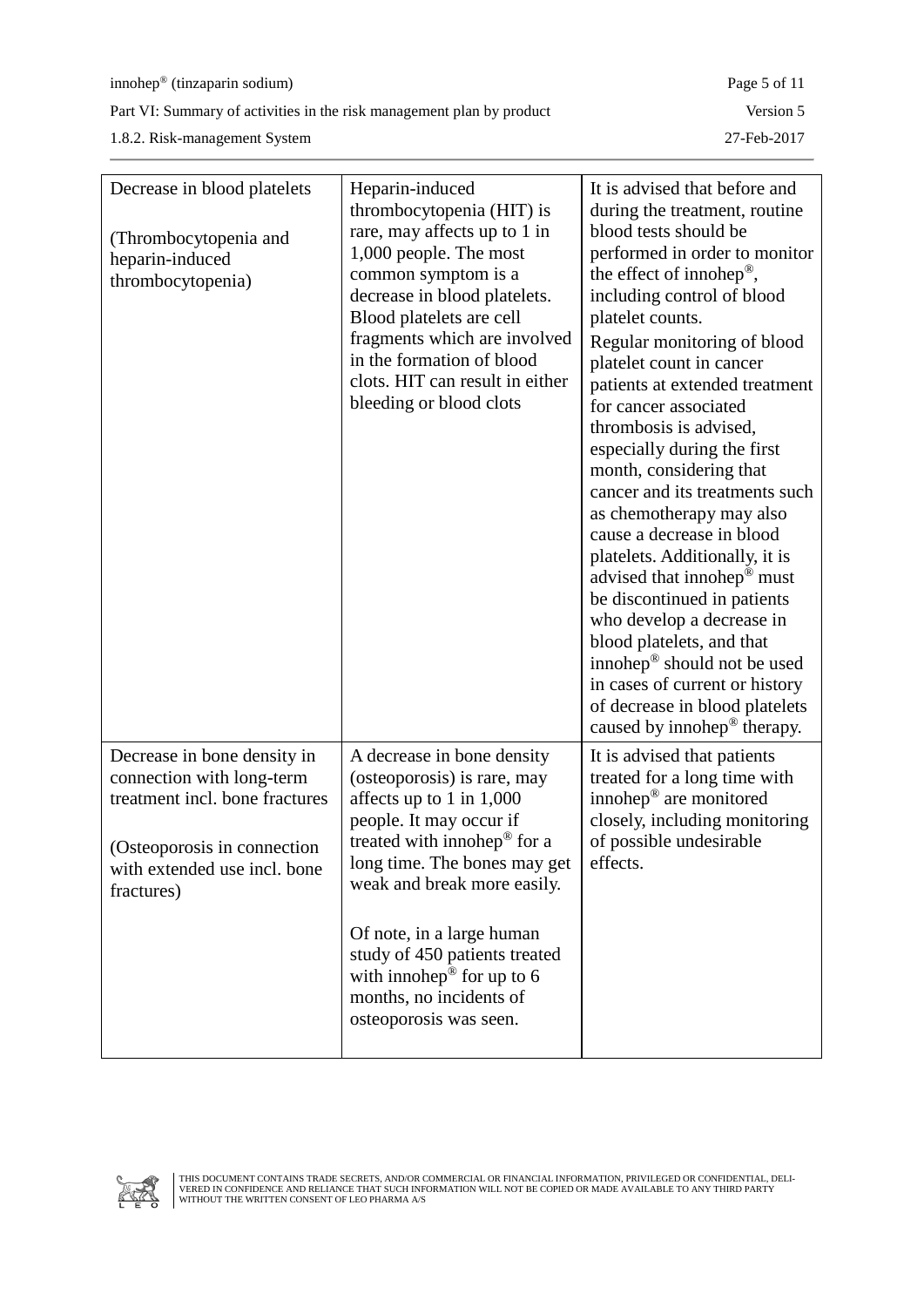| | | |
|---|---|---|
| Decrease in blood platelets<br><br>(Thrombocytopenia and heparin-induced thrombocytopenia) | Heparin-induced thrombocytopenia (HIT) is rare, may affects up to 1 in 1,000 people. The most common symptom is a decrease in blood platelets. Blood platelets are cell fragments which are involved in the formation of blood clots. HIT can result in either bleeding or blood clots | It is advised that before and during the treatment, routine blood tests should be performed in order to monitor the effect of innohep®, including control of blood platelet counts.<br>Regular monitoring of blood platelet count in cancer patients at extended treatment for cancer associated thrombosis is advised, especially during the first month, considering that cancer and its treatments such as chemotherapy may also cause a decrease in blood platelets. Additionally, it is advised that innohep® must be discontinued in patients who develop a decrease in blood platelets, and that innohep® should not be used in cases of current or history of decrease in blood platelets caused by innohep® therapy. |
| Decrease in bone density in connection with long-term treatment incl. bone fractures<br><br>(Osteoporosis in connection with extended use incl. bone fractures) | A decrease in bone density (osteoporosis) is rare, may affects up to 1 in 1,000 people. It may occur if treated with innohep® for a long time. The bones may get weak and break more easily.<br><br>Of note, in a large human study of 450 patients treated with innohep® for up to 6 months, no incidents of osteoporosis was seen. | It is advised that patients treated for a long time with innohep® are monitored closely, including monitoring of possible undesirable effects. |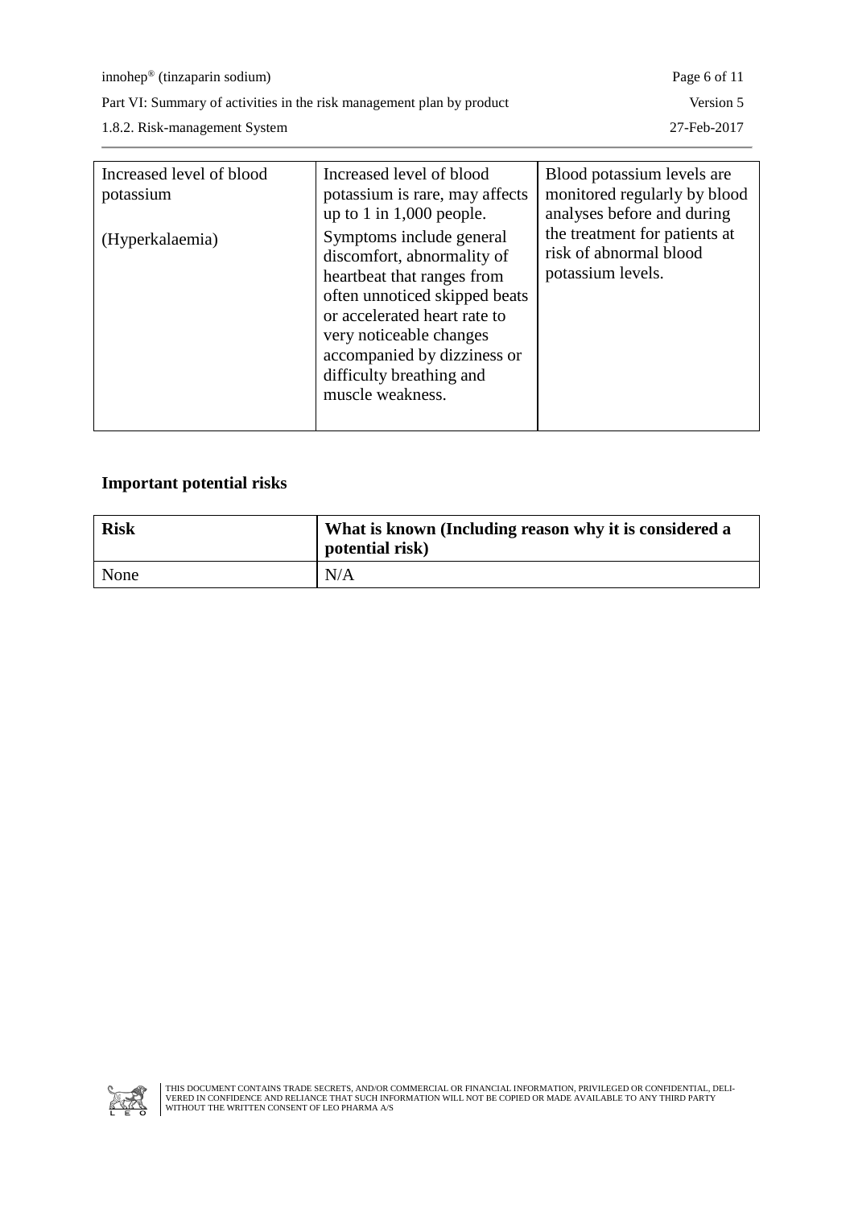| | | |
|---|---|---|
| Increased level of blood potassium<br><br>(Hyperkalaemia) | Increased level of blood potassium is rare, may affects up to 1 in 1,000 people.<br><br>Symptoms include general discomfort, abnormality of heartbeat that ranges from often unnoticed skipped beats or accelerated heart rate to very noticeable changes accompanied by dizziness or difficulty breathing and muscle weakness. | Blood potassium levels are monitored regularly by blood analyses before and during the treatment for patients at risk of abnormal blood potassium levels. |

**Important potential risks**

| Risk | What is known (Including reason why it is considered a potential risk) |
|---|---|
| None | N/A |

THIS DOCUMENT CONTAINS TRADE SECRETS, AND/OR COMMERCIAL OR FINANCIAL INFORMATION, PRIVILEGED OR CONFIDENTIAL, DELIVERED IN CONFIDENCE AND RELIANCE THAT SUCH INFORMATION WILL NOT BE COPIED OR MADE AVAILABLE TO ANY THIRD PARTY WITHOUT THE WRITTEN CONSENT OF LEO PHARMA A/S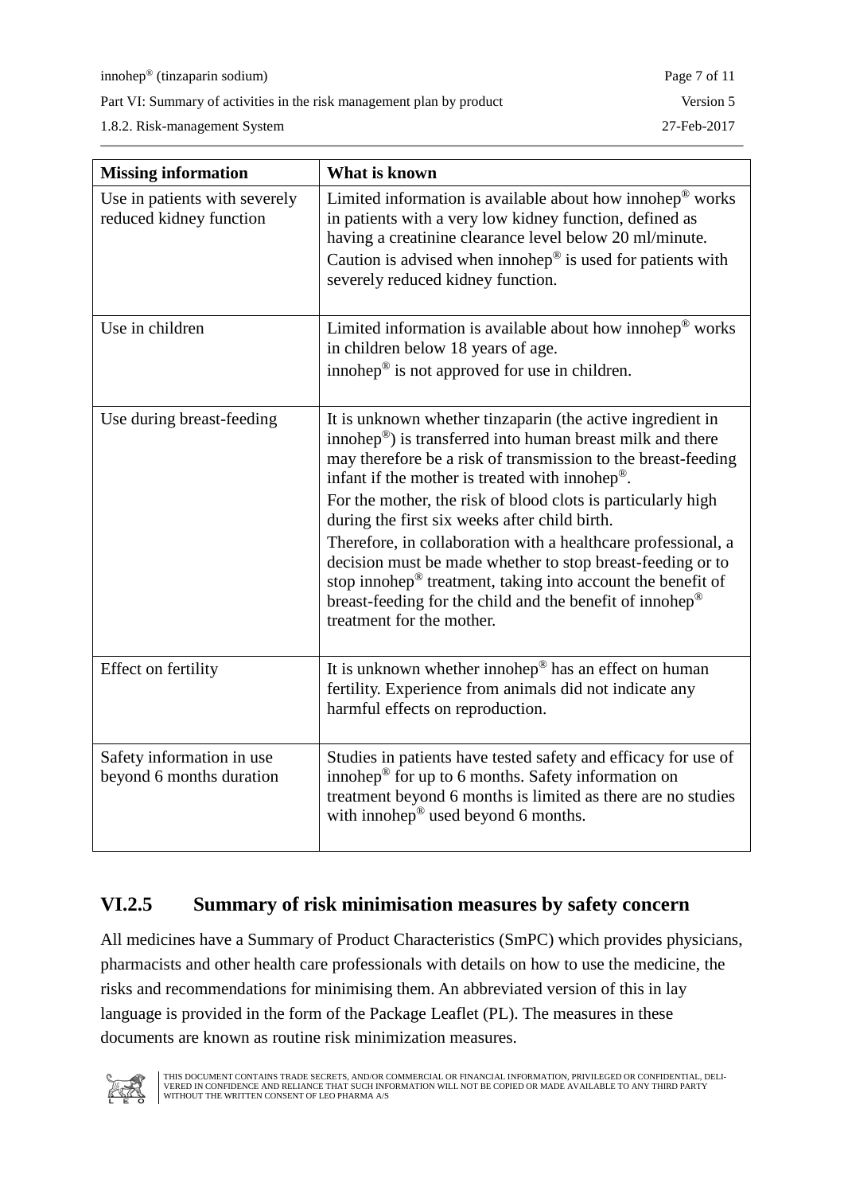| Missing information | What is known |
|---|---|
| Use in patients with severely reduced kidney function | Limited information is available about how innohep® works in patients with a very low kidney function, defined as having a creatinine clearance level below 20 ml/minute. Caution is advised when innohep® is used for patients with severely reduced kidney function. |
| Use in children | Limited information is available about how innohep® works in children below 18 years of age. innohep® is not approved for use in children. |
| Use during breast-feeding | It is unknown whether tinzaparin (the active ingredient in innohep®) is transferred into human breast milk and there may therefore be a risk of transmission to the breast-feeding infant if the mother is treated with innohep®. For the mother, the risk of blood clots is particularly high during the first six weeks after child birth. Therefore, in collaboration with a healthcare professional, a decision must be made whether to stop breast-feeding or to stop innohep® treatment, taking into account the benefit of breast-feeding for the child and the benefit of innohep® treatment for the mother. |
| Effect on fertility | It is unknown whether innohep® has an effect on human fertility. Experience from animals did not indicate any harmful effects on reproduction. |
| Safety information in use beyond 6 months duration | Studies in patients have tested safety and efficacy for use of innohep® for up to 6 months. Safety information on treatment beyond 6 months is limited as there are no studies with innohep® used beyond 6 months. |

## VI.2.5 Summary of risk minimisation measures by safety concern

All medicines have a Summary of Product Characteristics (SmPC) which provides physicians, pharmacists and other health care professionals with details on how to use the medicine, the risks and recommendations for minimising them. An abbreviated version of this in lay language is provided in the form of the Package Leaflet (PL). The measures in these documents are known as routine risk minimization measures.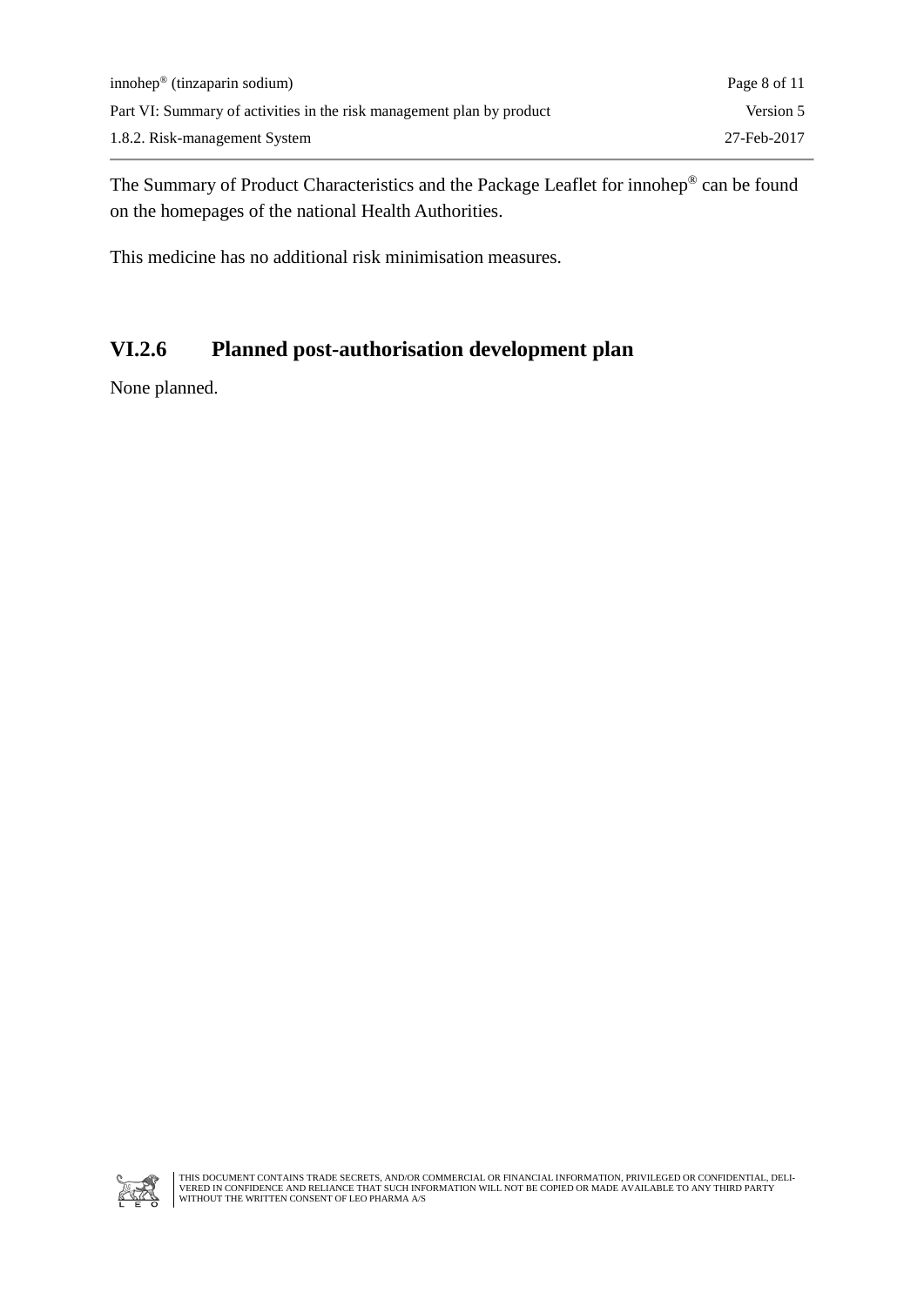The Summary of Product Characteristics and the Package Leaflet for innohep® can be found on the homepages of the national Health Authorities.

This medicine has no additional risk minimisation measures.

## VI.2.6 Planned post-authorisation development plan

None planned.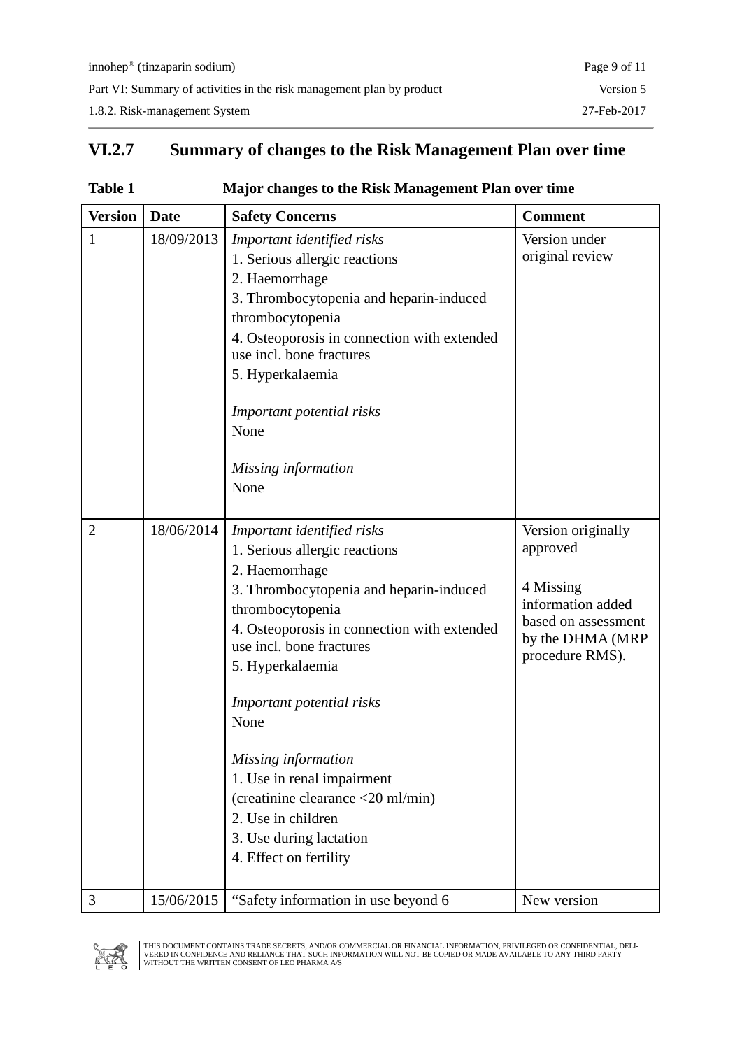## VI.2.7 Summary of changes to the Risk Management Plan over time

**Table 1 Major changes to the Risk Management Plan over time**

| Version | Date | Safety Concerns | Comment |
|---|---|---|---|
| 1 | 18/09/2013 | *Important identified risks*<br>1. Serious allergic reactions<br>2. Haemorrhage<br>3. Thrombocytopenia and heparin-induced thrombocytopenia<br>4. Osteoporosis in connection with extended use incl. bone fractures<br>5. Hyperkalaemia<br><br>*Important potential risks*<br>None<br><br>*Missing information*<br>None | Version under original review |
| 2 | 18/06/2014 | *Important identified risks*<br>1. Serious allergic reactions<br>2. Haemorrhage<br>3. Thrombocytopenia and heparin-induced thrombocytopenia<br>4. Osteoporosis in connection with extended use incl. bone fractures<br>5. Hyperkalaemia<br><br>*Important potential risks*<br>None<br><br>*Missing information*<br>1. Use in renal impairment (creatinine clearance <20 ml/min)<br>2. Use in children<br>3. Use during lactation<br>4. Effect on fertility | Version originally approved<br><br>4 Missing information added based on assessment by the DHMA (MRP procedure RMS). |
| 3 | 15/06/2015 | "Safety information in use beyond 6 | New version |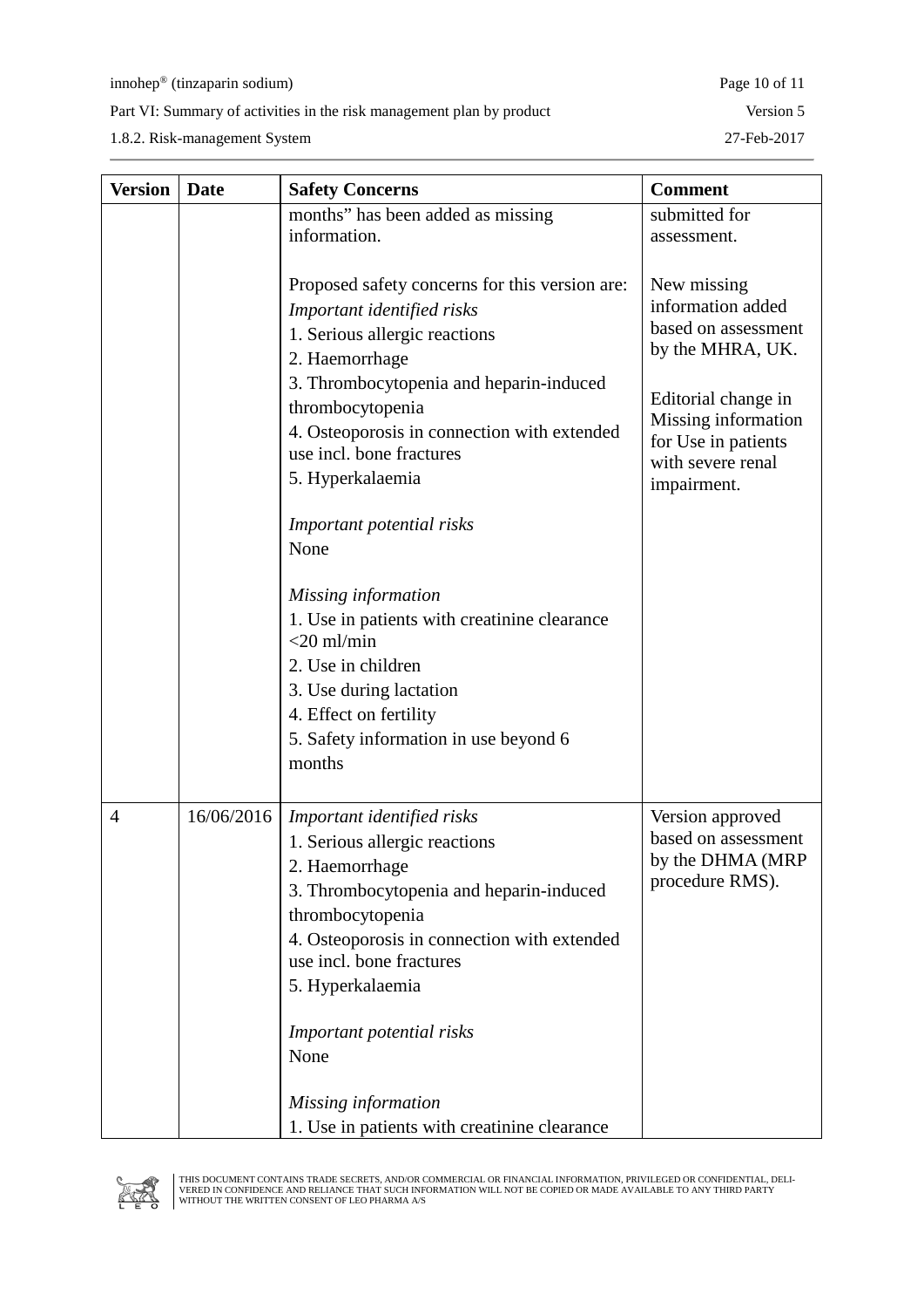| Version | Date | Safety Concerns | Comment |
|---|---|---|---|
| | | months" has been added as missing information.<br><br>Proposed safety concerns for this version are:<br>*Important identified risks*<br>1. Serious allergic reactions<br>2. Haemorrhage<br>3. Thrombocytopenia and heparin-induced thrombocytopenia<br>4. Osteoporosis in connection with extended use incl. bone fractures<br>5. Hyperkalaemia<br><br>*Important potential risks*<br>None<br><br>*Missing information*<br>1. Use in patients with creatinine clearance <20 ml/min<br>2. Use in children<br>3. Use during lactation<br>4. Effect on fertility<br>5. Safety information in use beyond 6 months | submitted for assessment.<br><br>New missing information added based on assessment by the MHRA, UK.<br><br>Editorial change in Missing information for Use in patients with severe renal impairment. |
| 4 | 16/06/2016 | *Important identified risks*<br>1. Serious allergic reactions<br>2. Haemorrhage<br>3. Thrombocytopenia and heparin-induced thrombocytopenia<br>4. Osteoporosis in connection with extended use incl. bone fractures<br>5. Hyperkalaemia<br><br>*Important potential risks*<br>None<br><br>*Missing information*<br>1. Use in patients with creatinine clearance | Version approved based on assessment by the DHMA (MRP procedure RMS). |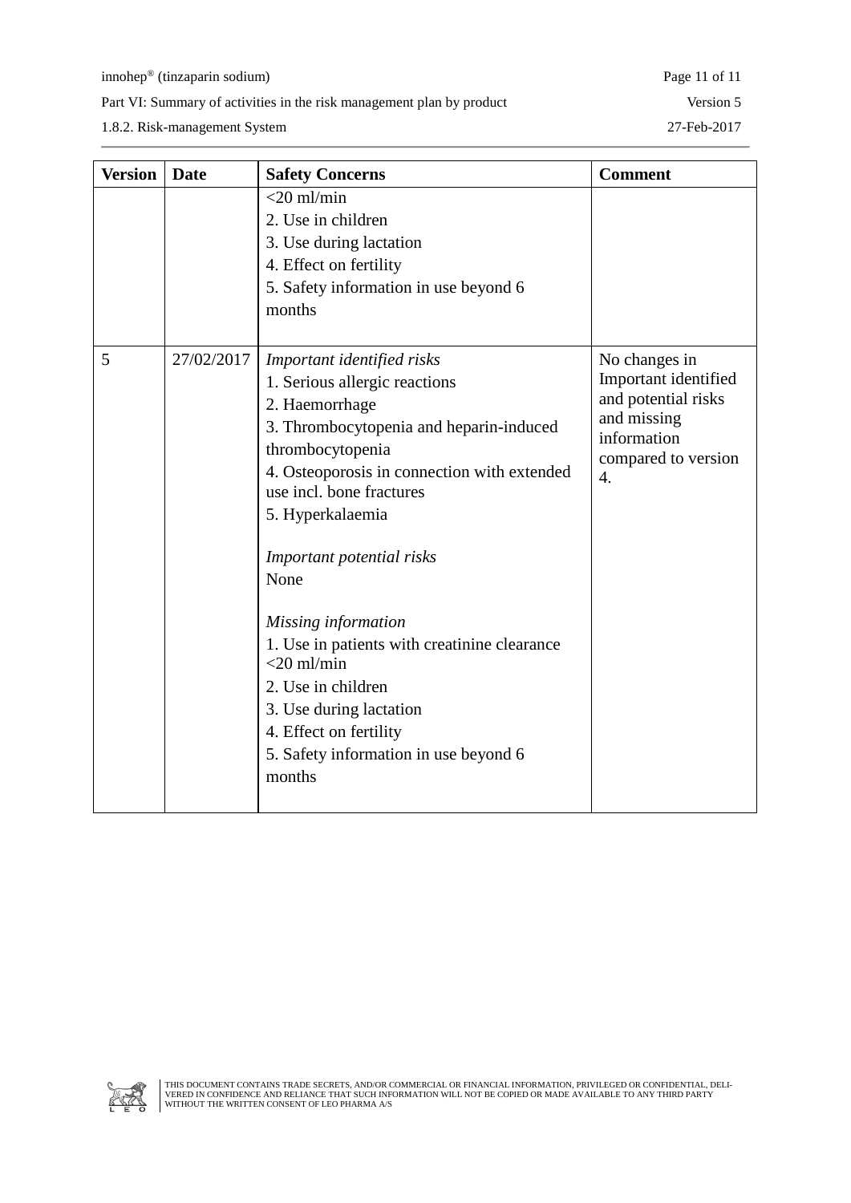| Version | Date | Safety Concerns | Comment |
|---|---|---|---|
| | | <20 ml/min<br>2. Use in children<br>3. Use during lactation<br>4. Effect on fertility<br>5. Safety information in use beyond 6 months | |
| 5 | 27/02/2017 | *Important identified risks*<br>1. Serious allergic reactions<br>2. Haemorrhage<br>3. Thrombocytopenia and heparin-induced thrombocytopenia<br>4. Osteoporosis in connection with extended use incl. bone fractures<br>5. Hyperkalaemia<br><br>*Important potential risks*<br>None<br><br>*Missing information*<br>1. Use in patients with creatinine clearance <20 ml/min<br>2. Use in children<br>3. Use during lactation<br>4. Effect on fertility<br>5. Safety information in use beyond 6 months | No changes in Important identified and potential risks and missing information compared to version 4. |

THIS DOCUMENT CONTAINS TRADE SECRETS, AND/OR COMMERCIAL OR FINANCIAL INFORMATION, PRIVILEGED OR CONFIDENTIAL, DELIVERED IN CONFIDENCE AND RELIANCE THAT SUCH INFORMATION WILL NOT BE COPIED OR MADE AVAILABLE TO ANY THIRD PARTY WITHOUT THE WRITTEN CONSENT OF LEO PHARMA A/S